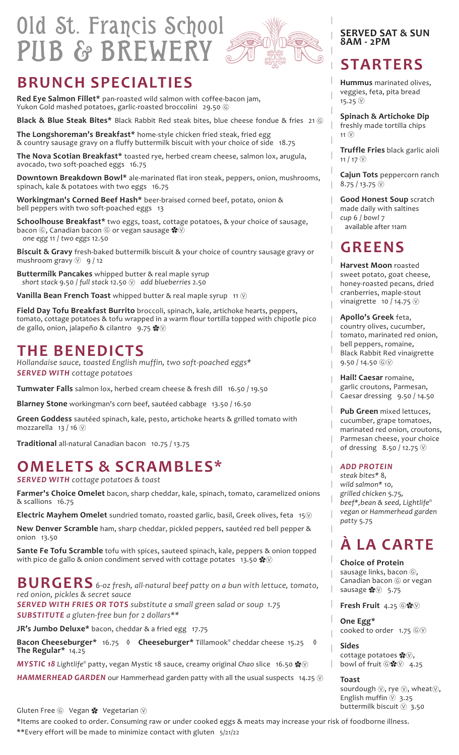# Old St. Francis School PUB & BREWERY

## BRUNCH SPECIALTIES

**Red Eye Salmon Fillet*** pan-roasted wild salmon with coffee-bacon jam, Yukon Gold mashed potatoes, garlic-roasted broccolini 29.50 Ⓖ

**Black & Blue Steak Bites*** Black Rabbit Red steak bites, blue cheese fondue & fries 21 Ⓖ

**The Longshoreman's Breakfast*** home-style chicken fried steak, fried egg & country sausage gravy on a fluffy buttermilk biscuit with your choice of side 18.75

**The Nova Scotian Breakfast*** toasted rye, herbed cream cheese, salmon lox, arugula, avocado, two soft-poached eggs 16.75

**Downtown Breakdown Bowl*** ale-marinated flat iron steak, peppers, onion, mushrooms, spinach, kale & potatoes with two eggs 16.75

**Workingman's Corned Beef Hash*** beer-braised corned beef, potato, onion & bell peppers with two soft-poached eggs 13

**Schoolhouse Breakfast*** two eggs, toast, cottage potatoes, & your choice of sausage, bacon Ⓖ, Canadian bacon Ⓖ or vegan sausage ✽Ⓥ
*one egg* 11 / *two eggs* 12.50

**Biscuit & Gravy** fresh-baked buttermilk biscuit & your choice of country sausage gravy or mushroom gravy Ⓥ 9 / 12

**Buttermilk Pancakes** whipped butter & real maple syrup
*short stack* 9.50 / *full stack* 12.50 Ⓥ *add blueberries* 2.50

**Vanilla Bean French Toast** whipped butter & real maple syrup 11 Ⓥ

**Field Day Tofu Breakfast Burrito** broccoli, spinach, kale, artichoke hearts, peppers, tomato, cottage potatoes & tofu wrapped in a warm flour tortilla topped with chipotle pico de gallo, onion, jalapeño & cilantro 9.75 ✽Ⓥ

## THE BENEDICTS

*Hollandaise sauce, toasted English muffin, two soft-poached eggs**
***SERVED WITH*** *cottage potatoes*

**Tumwater Falls** salmon lox, herbed cream cheese & fresh dill 16.50 / 19.50

**Blarney Stone** workingman's corn beef, sautéed cabbage 13.50 / 16.50

**Green Goddess** sautéed spinach, kale, pesto, artichoke hearts & grilled tomato with mozzarella 13 / 16 Ⓥ

**Traditional** all-natural Canadian bacon 10.75 / 13.75

## OMELETS & SCRAMBLES*

***SERVED WITH*** *cottage potatoes & toast*

**Farmer's Choice Omelet** bacon, sharp cheddar, kale, spinach, tomato, caramelized onions & scallions 16.75

**Electric Mayhem Omelet** sundried tomato, roasted garlic, basil, Greek olives, feta 15Ⓥ

**New Denver Scramble** ham, sharp cheddar, pickled peppers, sautéed red bell pepper & onion 13.50

**Sante Fe Tofu Scramble** tofu with spices, sauteed spinach, kale, peppers & onion topped with pico de gallo & onion condiment served with cottage potates 13.50 ✽Ⓥ

## BURGERS

*6-oz fresh, all-natural beef patty on a bun with lettuce, tomato, red onion, pickles & secret sauce*
***SERVED WITH FRIES OR TOTS*** *substitute a small green salad or soup 1.75*
***SUBSTITUTE*** *a gluten-free bun for 2 dollars***

**JR's Jumbo Deluxe*** bacon, cheddar & a fried egg 17.75

**Bacon Cheeseburger*** 16.75 ◊ **Cheeseburger*** Tillamook® cheddar cheese 15.25 ◊ **The Regular*** 14.25

***MYSTIC 18*** *Lightlife®* patty, vegan Mystic 18 sauce, creamy original *Chao* slice 16.50 ✽Ⓥ

***HAMMERHEAD GARDEN*** our Hammerhead garden patty with all the usual suspects 14.25 Ⓥ

**SERVED SAT & SUN 8AM - 2PM**

## STARTERS

**Hummus** marinated olives, veggies, feta, pita bread 15.25 Ⓥ

**Spinach & Artichoke Dip** freshly made tortilla chips 11 Ⓥ

**Truffle Fries** black garlic aioli 11 / 17 Ⓥ

**Cajun Tots** peppercorn ranch 8.75 / 13.75 Ⓥ

**Good Honest Soup** scratch made daily with saltines
*cup* 6 / *bowl* 7
available after 11am

## GREENS

**Harvest Moon** roasted sweet potato, goat cheese, honey-roasted pecans, dried cranberries, maple-stout vinaigrette 10 / 14.75 Ⓥ

**Apollo's Greek** feta, country olives, cucumber, tomato, marinated red onion, bell peppers, romaine, Black Rabbit Red vinaigrette 9.50 / 14.50 ⒼⓋ

**Hail! Caesar** romaine, garlic croutons, Parmesan, Caesar dressing 9.50 / 14.50

**Pub Green** mixed lettuces, cucumber, grape tomatoes, marinated red onion, croutons, Parmesan cheese, your choice of dressing 8.50 / 12.75 Ⓥ

***ADD PROTEIN***
*steak bites* 8,*
*wild salmon* 10,*
*grilled chicken 5.75,*
*beef*,bean & seed, Lightlife® vegan or Hammerhead garden patty 5.75*

## À LA CARTE

**Choice of Protein**
sausage links, bacon Ⓖ, Canadian bacon Ⓖ or vegan sausage ✽Ⓥ 5.75

**Fresh Fruit** 4.25 Ⓖ✽Ⓥ

**One Egg***
cooked to order 1.75 ⒼⓋ

**Sides**
cottage potatoes ✽Ⓥ, bowl of fruit Ⓖ✽Ⓥ 4.25

**Toast**
sourdough Ⓥ, rye Ⓥ, wheatⓋ, English muffin Ⓥ 3.25
buttermilk biscuit Ⓥ 3.50

Gluten Free Ⓖ Vegan ✽ Vegetarian Ⓥ

*Items are cooked to order. Consuming raw or under cooked eggs & meats may increase your risk of foodborne illness.
**Every effort will be made to minimize contact with gluten 5/21/22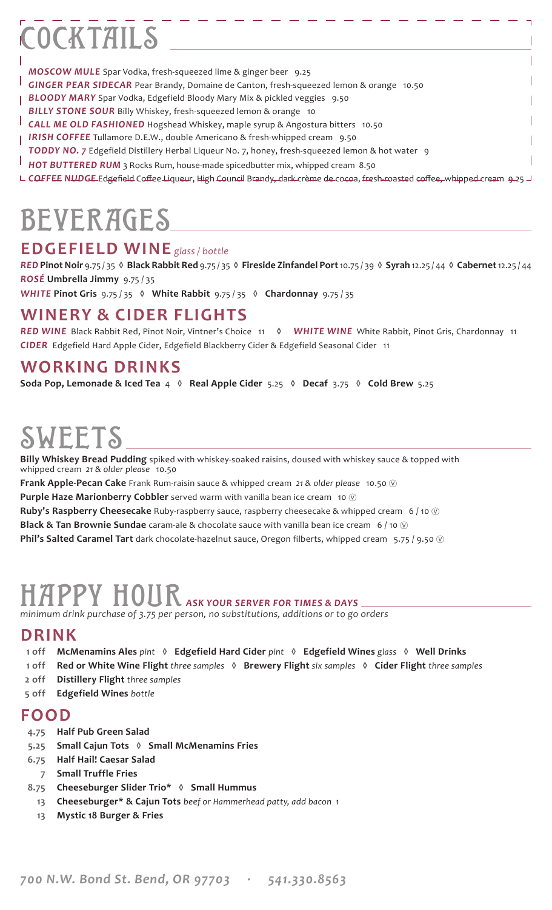# COCKTAILS

***MOSCOW MULE*** Spar Vodka, fresh-squeezed lime & ginger beer 9.25

***GINGER PEAR SIDECAR*** Pear Brandy, Domaine de Canton, fresh-squeezed lemon & orange 10.50

***BLOODY MARY*** Spar Vodka, Edgefield Bloody Mary Mix & pickled veggies 9.50

***BILLY STONE SOUR*** Billy Whiskey, fresh-squeezed lemon & orange 10

***CALL ME OLD FASHIONED*** Hogshead Whiskey, maple syrup & Angostura bitters 10.50

***IRISH COFFEE*** Tullamore D.E.W., double Americano & fresh-whipped cream 9.50

***TODDY NO. 7*** Edgefield Distillery Herbal Liqueur No. 7, honey, fresh-squeezed lemon & hot water 9

***HOT BUTTERED RUM*** 3 Rocks Rum, house-made spicedbutter mix, whipped cream 8.50

~~***COFFEE NUDGE*** Edgefield Coffee Liqueur, High Council Brandy, dark crème de cocoa, fresh-roasted coffee, whipped cream 9.25~~

# BEVERAGES

## EDGEFIELD WINE *glass / bottle*

***RED*** **Pinot Noir** 9.75 / 35 ◊ **Black Rabbit Red** 9.75 / 35 ◊ **Fireside Zinfandel Port** 10.75 / 39 ◊ **Syrah** 12.25 / 44 ◊ **Cabernet** 12.25 / 44

***ROSÉ*** **Umbrella Jimmy** 9.75 / 35

***WHITE*** **Pinot Gris** 9.75 / 35 ◊ **White Rabbit** 9.75 / 35 ◊ **Chardonnay** 9.75 / 35

## WINERY & CIDER FLIGHTS

***RED WINE*** Black Rabbit Red, Pinot Noir, Vintner's Choice 11 ◊ ***WHITE WINE*** White Rabbit, Pinot Gris, Chardonnay 11

***CIDER*** Edgefield Hard Apple Cider, Edgefield Blackberry Cider & Edgefield Seasonal Cider 11

## WORKING DRINKS

**Soda Pop, Lemonade & Iced Tea** 4 ◊ **Real Apple Cider** 5.25 ◊ **Decaf** 3.75 ◊ **Cold Brew** 5.25

# SWEETS

**Billy Whiskey Bread Pudding** spiked with whiskey-soaked raisins, doused with whiskey sauce & topped with whipped cream *21 & older please* 10.50

**Frank Apple-Pecan Cake** Frank Rum-raisin sauce & whipped cream *21 & older please* 10.50 Ⓥ

**Purple Haze Marionberry Cobbler** served warm with vanilla bean ice cream 10 Ⓥ

**Ruby's Raspberry Cheesecake** Ruby-raspberry sauce, raspberry cheesecake & whipped cream 6 / 10 Ⓥ

**Black & Tan Brownie Sundae** caram-ale & chocolate sauce with vanilla bean ice cream 6 / 10 Ⓥ

**Phil's Salted Caramel Tart** dark chocolate-hazelnut sauce, Oregon filberts, whipped cream 5.75 / 9.50 Ⓥ

# HAPPY HOUR *ASK YOUR SERVER FOR TIMES & DAYS*

*minimum drink purchase of 3.75 per person, no substitutions, additions or to go orders*

## DRINK

- **1 off** **McMenamins Ales** *pint* ◊ **Edgefield Hard Cider** *pint* ◊ **Edgefield Wines** *glass* ◊ **Well Drinks**
- **1 off** **Red or White Wine Flight** *three samples* ◊ **Brewery Flight** *six samples* ◊ **Cider Flight** *three samples*
- **2 off** **Distillery Flight** *three samples*
- **5 off** **Edgefield Wines** *bottle*

## FOOD

- **4.75** **Half Pub Green Salad**
- **5.25** **Small Cajun Tots** ◊ **Small McMenamins Fries**
- **6.75** **Half Hail! Caesar Salad**
- **7** **Small Truffle Fries**
- **8.75** **Cheeseburger Slider Trio*** ◊ **Small Hummus**
- **13** **Cheeseburger* & Cajun Tots** *beef or Hammerhead patty, add bacon 1*
- **13** **Mystic 18 Burger & Fries**

*700 N.W. Bond St. Bend, OR 97703 · 541.330.8563*